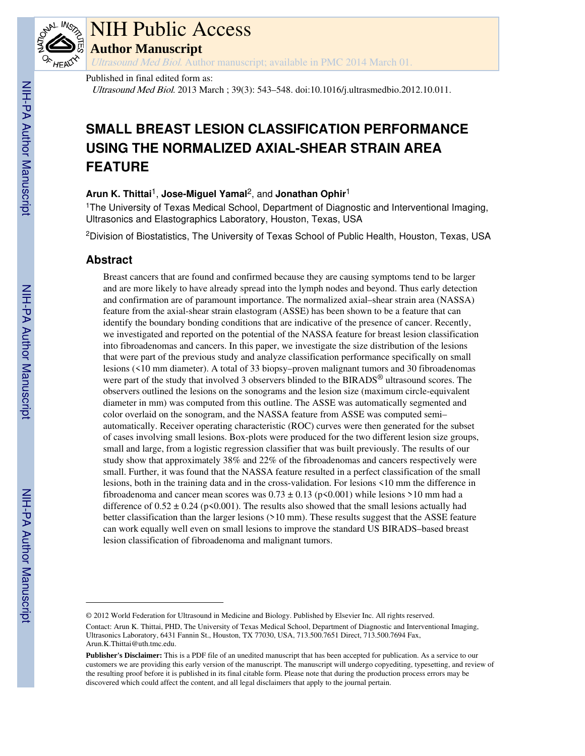# NIH Public Access

## Author Manuscript

*Ultrasound Med Biol*. Author manuscript; available in PMC 2014 March 01.

Published in final edited form as:

*Ultrasound Med Biol*. 2013 March ; 39(3): 543–548. doi:10.1016/j.ultrasmedbio.2012.10.011.

# SMALL BREAST LESION CLASSIFICATION PERFORMANCE USING THE NORMALIZED AXIAL-SHEAR STRAIN AREA FEATURE

**Arun K. Thittai**[1], **Jose-Miguel Yamal**[2], and **Jonathan Ophir**[1]

[1]The University of Texas Medical School, Department of Diagnostic and Interventional Imaging, Ultrasonics and Elastographics Laboratory, Houston, Texas, USA

[2]Division of Biostatistics, The University of Texas School of Public Health, Houston, Texas, USA

## Abstract

Breast cancers that are found and confirmed because they are causing symptoms tend to be larger and are more likely to have already spread into the lymph nodes and beyond. Thus early detection and confirmation are of paramount importance. The normalized axial–shear strain area (NASSA) feature from the axial-shear strain elastogram (ASSE) has been shown to be a feature that can identify the boundary bonding conditions that are indicative of the presence of cancer. Recently, we investigated and reported on the potential of the NASSA feature for breast lesion classification into fibroadenomas and cancers. In this paper, we investigate the size distribution of the lesions that were part of the previous study and analyze classification performance specifically on small lesions (<10 mm diameter). A total of 33 biopsy–proven malignant tumors and 30 fibroadenomas were part of the study that involved 3 observers blinded to the BIRADS® ultrasound scores. The observers outlined the lesions on the sonograms and the lesion size (maximum circle-equivalent diameter in mm) was computed from this outline. The ASSE was automatically segmented and color overlaid on the sonogram, and the NASSA feature from ASSE was computed semi–automatically. Receiver operating characteristic (ROC) curves were then generated for the subset of cases involving small lesions. Box-plots were produced for the two different lesion size groups, small and large, from a logistic regression classifier that was built previously. The results of our study show that approximately 38% and 22% of the fibroadenomas and cancers respectively were small. Further, it was found that the NASSA feature resulted in a perfect classification of the small lesions, both in the training data and in the cross-validation. For lesions <10 mm the difference in fibroadenoma and cancer mean scores was $0.73 \pm 0.13$ ($p<0.001$) while lesions >10 mm had a difference of $0.52 \pm 0.24$ ($p<0.001$). The results also showed that the small lesions actually had better classification than the larger lesions (>10 mm). These results suggest that the ASSE feature can work equally well even on small lesions to improve the standard US BIRADS–based breast lesion classification of fibroadenoma and malignant tumors.

---

© 2012 World Federation for Ultrasound in Medicine and Biology. Published by Elsevier Inc. All rights reserved.

Contact: Arun K. Thittai, PHD, The University of Texas Medical School, Department of Diagnostic and Interventional Imaging, Ultrasonics Laboratory, 6431 Fannin St., Houston, TX 77030, USA, 713.500.7651 Direct, 713.500.7694 Fax, Arun.K.Thittai@uth.tmc.edu.

**Publisher's Disclaimer:** This is a PDF file of an unedited manuscript that has been accepted for publication. As a service to our customers we are providing this early version of the manuscript. The manuscript will undergo copyediting, typesetting, and review of the resulting proof before it is published in its final citable form. Please note that during the production process errors may be discovered which could affect the content, and all legal disclaimers that apply to the journal pertain.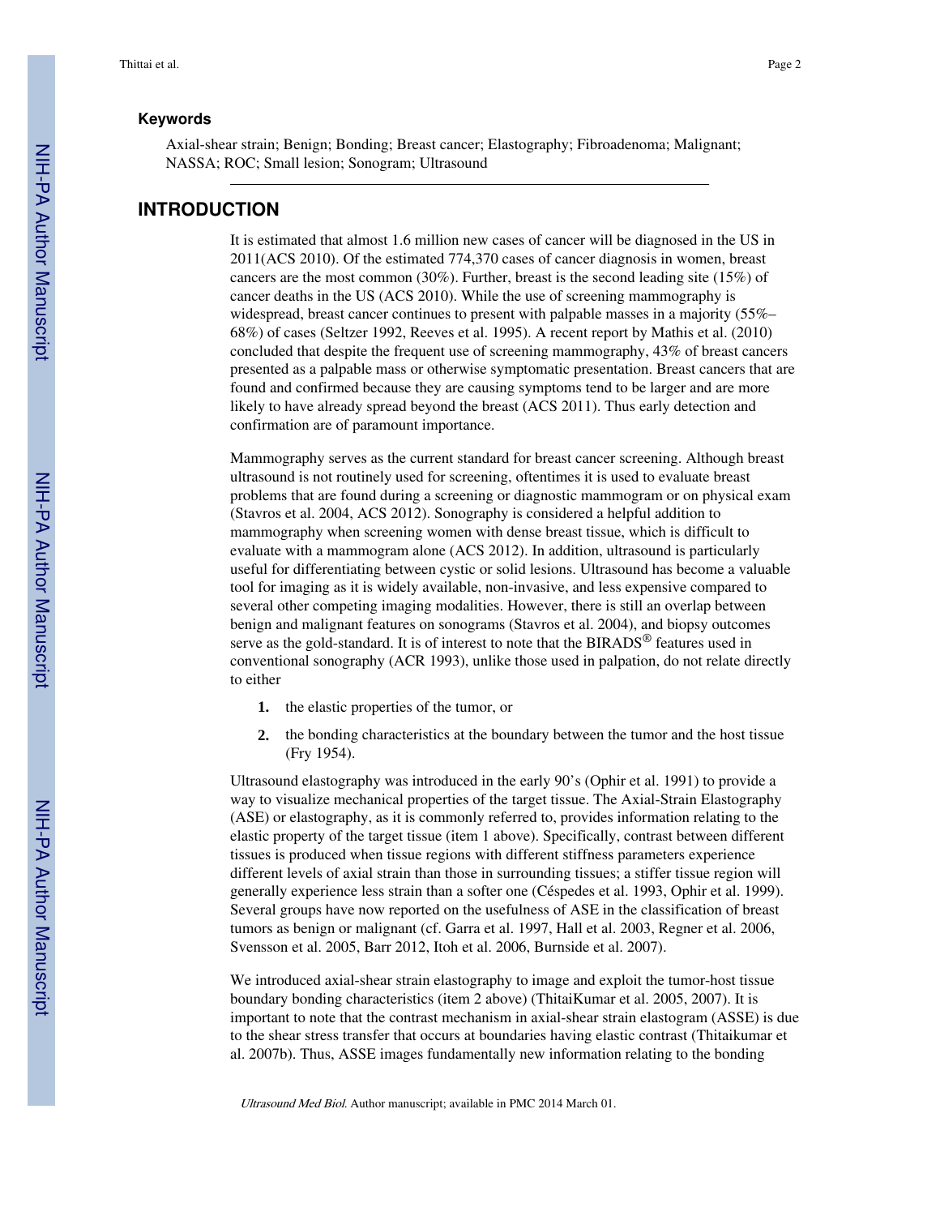### Keywords

Axial-shear strain; Benign; Bonding; Breast cancer; Elastography; Fibroadenoma; Malignant; NASSA; ROC; Small lesion; Sonogram; Ultrasound

## INTRODUCTION

It is estimated that almost 1.6 million new cases of cancer will be diagnosed in the US in 2011(ACS 2010). Of the estimated 774,370 cases of cancer diagnosis in women, breast cancers are the most common (30%). Further, breast is the second leading site (15%) of cancer deaths in the US (ACS 2010). While the use of screening mammography is widespread, breast cancer continues to present with palpable masses in a majority (55%–68%) of cases (Seltzer 1992, Reeves et al. 1995). A recent report by Mathis et al. (2010) concluded that despite the frequent use of screening mammography, 43% of breast cancers presented as a palpable mass or otherwise symptomatic presentation. Breast cancers that are found and confirmed because they are causing symptoms tend to be larger and are more likely to have already spread beyond the breast (ACS 2011). Thus early detection and confirmation are of paramount importance.

Mammography serves as the current standard for breast cancer screening. Although breast ultrasound is not routinely used for screening, oftentimes it is used to evaluate breast problems that are found during a screening or diagnostic mammogram or on physical exam (Stavros et al. 2004, ACS 2012). Sonography is considered a helpful addition to mammography when screening women with dense breast tissue, which is difficult to evaluate with a mammogram alone (ACS 2012). In addition, ultrasound is particularly useful for differentiating between cystic or solid lesions. Ultrasound has become a valuable tool for imaging as it is widely available, non-invasive, and less expensive compared to several other competing imaging modalities. However, there is still an overlap between benign and malignant features on sonograms (Stavros et al. 2004), and biopsy outcomes serve as the gold-standard. It is of interest to note that the BIRADS® features used in conventional sonography (ACR 1993), unlike those used in palpation, do not relate directly to either

1. the elastic properties of the tumor, or
2. the bonding characteristics at the boundary between the tumor and the host tissue (Fry 1954).

Ultrasound elastography was introduced in the early 90's (Ophir et al. 1991) to provide a way to visualize mechanical properties of the target tissue. The Axial-Strain Elastography (ASE) or elastography, as it is commonly referred to, provides information relating to the elastic property of the target tissue (item 1 above). Specifically, contrast between different tissues is produced when tissue regions with different stiffness parameters experience different levels of axial strain than those in surrounding tissues; a stiffer tissue region will generally experience less strain than a softer one (Céspedes et al. 1993, Ophir et al. 1999). Several groups have now reported on the usefulness of ASE in the classification of breast tumors as benign or malignant (cf. Garra et al. 1997, Hall et al. 2003, Regner et al. 2006, Svensson et al. 2005, Barr 2012, Itoh et al. 2006, Burnside et al. 2007).

We introduced axial-shear strain elastography to image and exploit the tumor-host tissue boundary bonding characteristics (item 2 above) (ThitaiKumar et al. 2005, 2007). It is important to note that the contrast mechanism in axial-shear strain elastogram (ASSE) is due to the shear stress transfer that occurs at boundaries having elastic contrast (Thitaikumar et al. 2007b). Thus, ASSE images fundamentally new information relating to the bonding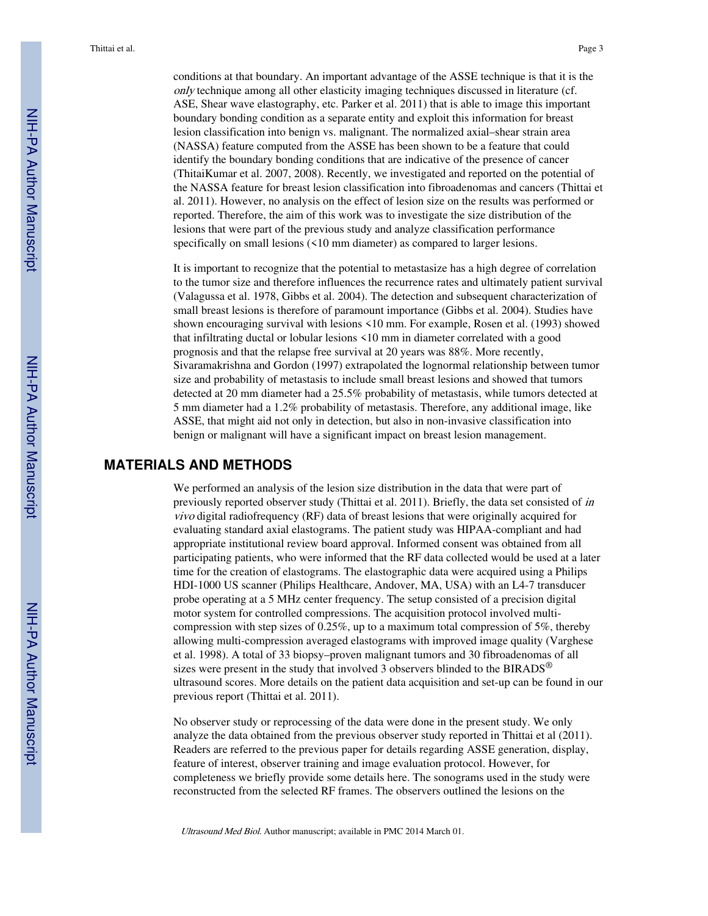conditions at that boundary. An important advantage of the ASSE technique is that it is the *only* technique among all other elasticity imaging techniques discussed in literature (cf. ASE, Shear wave elastography, etc. Parker et al. 2011) that is able to image this important boundary bonding condition as a separate entity and exploit this information for breast lesion classification into benign vs. malignant. The normalized axial–shear strain area (NASSA) feature computed from the ASSE has been shown to be a feature that could identify the boundary bonding conditions that are indicative of the presence of cancer (ThitaiKumar et al. 2007, 2008). Recently, we investigated and reported on the potential of the NASSA feature for breast lesion classification into fibroadenomas and cancers (Thittai et al. 2011). However, no analysis on the effect of lesion size on the results was performed or reported. Therefore, the aim of this work was to investigate the size distribution of the lesions that were part of the previous study and analyze classification performance specifically on small lesions (<10 mm diameter) as compared to larger lesions.

It is important to recognize that the potential to metastasize has a high degree of correlation to the tumor size and therefore influences the recurrence rates and ultimately patient survival (Valagussa et al. 1978, Gibbs et al. 2004). The detection and subsequent characterization of small breast lesions is therefore of paramount importance (Gibbs et al. 2004). Studies have shown encouraging survival with lesions <10 mm. For example, Rosen et al. (1993) showed that infiltrating ductal or lobular lesions <10 mm in diameter correlated with a good prognosis and that the relapse free survival at 20 years was 88%. More recently, Sivaramakrishna and Gordon (1997) extrapolated the lognormal relationship between tumor size and probability of metastasis to include small breast lesions and showed that tumors detected at 20 mm diameter had a 25.5% probability of metastasis, while tumors detected at 5 mm diameter had a 1.2% probability of metastasis. Therefore, any additional image, like ASSE, that might aid not only in detection, but also in non-invasive classification into benign or malignant will have a significant impact on breast lesion management.

## MATERIALS AND METHODS

We performed an analysis of the lesion size distribution in the data that were part of previously reported observer study (Thittai et al. 2011). Briefly, the data set consisted of *in vivo* digital radiofrequency (RF) data of breast lesions that were originally acquired for evaluating standard axial elastograms. The patient study was HIPAA-compliant and had appropriate institutional review board approval. Informed consent was obtained from all participating patients, who were informed that the RF data collected would be used at a later time for the creation of elastograms. The elastographic data were acquired using a Philips HDI-1000 US scanner (Philips Healthcare, Andover, MA, USA) with an L4-7 transducer probe operating at a 5 MHz center frequency. The setup consisted of a precision digital motor system for controlled compressions. The acquisition protocol involved multi-compression with step sizes of 0.25%, up to a maximum total compression of 5%, thereby allowing multi-compression averaged elastograms with improved image quality (Varghese et al. 1998). A total of 33 biopsy–proven malignant tumors and 30 fibroadenomas of all sizes were present in the study that involved 3 observers blinded to the BIRADS® ultrasound scores. More details on the patient data acquisition and set-up can be found in our previous report (Thittai et al. 2011).

No observer study or reprocessing of the data were done in the present study. We only analyze the data obtained from the previous observer study reported in Thittai et al (2011). Readers are referred to the previous paper for details regarding ASSE generation, display, feature of interest, observer training and image evaluation protocol. However, for completeness we briefly provide some details here. The sonograms used in the study were reconstructed from the selected RF frames. The observers outlined the lesions on the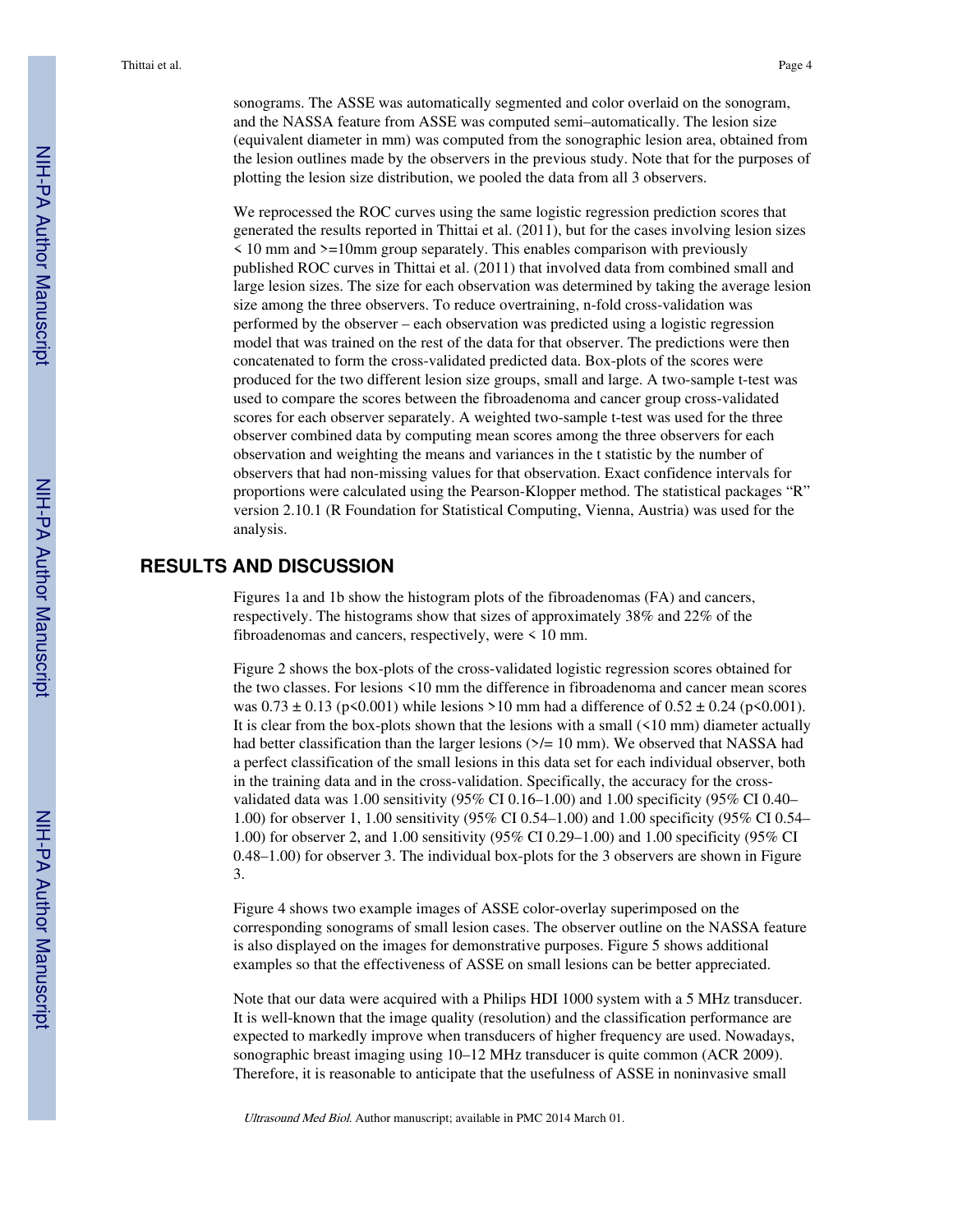sonograms. The ASSE was automatically segmented and color overlaid on the sonogram, and the NASSA feature from ASSE was computed semi–automatically. The lesion size (equivalent diameter in mm) was computed from the sonographic lesion area, obtained from the lesion outlines made by the observers in the previous study. Note that for the purposes of plotting the lesion size distribution, we pooled the data from all 3 observers.

We reprocessed the ROC curves using the same logistic regression prediction scores that generated the results reported in Thittai et al. (2011), but for the cases involving lesion sizes < 10 mm and >=10mm group separately. This enables comparison with previously published ROC curves in Thittai et al. (2011) that involved data from combined small and large lesion sizes. The size for each observation was determined by taking the average lesion size among the three observers. To reduce overtraining, n-fold cross-validation was performed by the observer – each observation was predicted using a logistic regression model that was trained on the rest of the data for that observer. The predictions were then concatenated to form the cross-validated predicted data. Box-plots of the scores were produced for the two different lesion size groups, small and large. A two-sample t-test was used to compare the scores between the fibroadenoma and cancer group cross-validated scores for each observer separately. A weighted two-sample t-test was used for the three observer combined data by computing mean scores among the three observers for each observation and weighting the means and variances in the t statistic by the number of observers that had non-missing values for that observation. Exact confidence intervals for proportions were calculated using the Pearson-Klopper method. The statistical packages "R" version 2.10.1 (R Foundation for Statistical Computing, Vienna, Austria) was used for the analysis.

## RESULTS AND DISCUSSION

Figures 1a and 1b show the histogram plots of the fibroadenomas (FA) and cancers, respectively. The histograms show that sizes of approximately 38% and 22% of the fibroadenomas and cancers, respectively, were < 10 mm.

Figure 2 shows the box-plots of the cross-validated logistic regression scores obtained for the two classes. For lesions <10 mm the difference in fibroadenoma and cancer mean scores was $0.73 \pm 0.13$ ($p<0.001$) while lesions >10 mm had a difference of $0.52 \pm 0.24$ ($p<0.001$). It is clear from the box-plots shown that the lesions with a small (<10 mm) diameter actually had better classification than the larger lesions (>/= 10 mm). We observed that NASSA had a perfect classification of the small lesions in this data set for each individual observer, both in the training data and in the cross-validation. Specifically, the accuracy for the cross-validated data was 1.00 sensitivity (95% CI 0.16–1.00) and 1.00 specificity (95% CI 0.40–1.00) for observer 1, 1.00 sensitivity (95% CI 0.54–1.00) and 1.00 specificity (95% CI 0.54–1.00) for observer 2, and 1.00 sensitivity (95% CI 0.29–1.00) and 1.00 specificity (95% CI 0.48–1.00) for observer 3. The individual box-plots for the 3 observers are shown in Figure 3.

Figure 4 shows two example images of ASSE color-overlay superimposed on the corresponding sonograms of small lesion cases. The observer outline on the NASSA feature is also displayed on the images for demonstrative purposes. Figure 5 shows additional examples so that the effectiveness of ASSE on small lesions can be better appreciated.

Note that our data were acquired with a Philips HDI 1000 system with a 5 MHz transducer. It is well-known that the image quality (resolution) and the classification performance are expected to markedly improve when transducers of higher frequency are used. Nowadays, sonographic breast imaging using 10–12 MHz transducer is quite common (ACR 2009). Therefore, it is reasonable to anticipate that the usefulness of ASSE in noninvasive small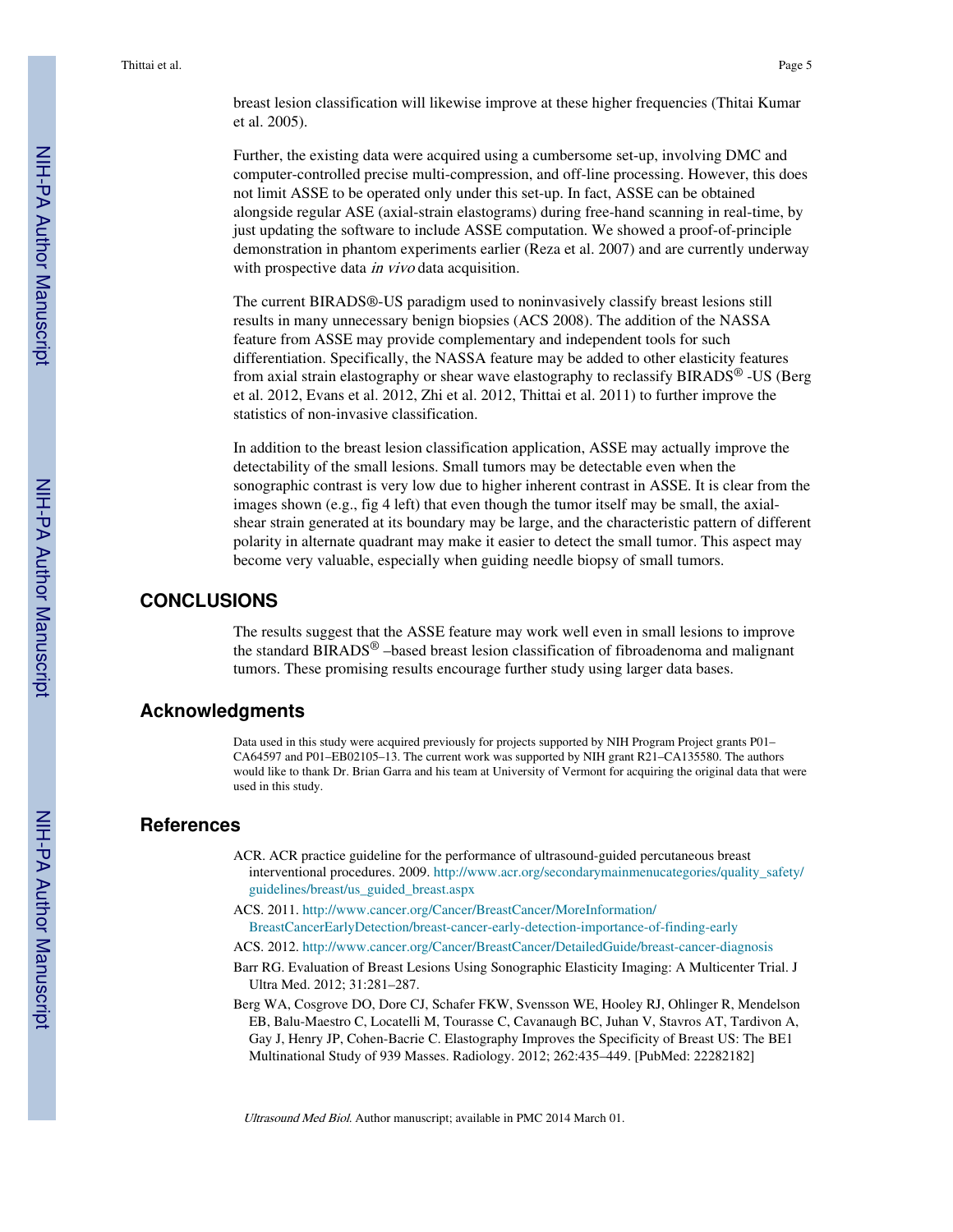breast lesion classification will likewise improve at these higher frequencies (Thitai Kumar et al. 2005).

Further, the existing data were acquired using a cumbersome set-up, involving DMC and computer-controlled precise multi-compression, and off-line processing. However, this does not limit ASSE to be operated only under this set-up. In fact, ASSE can be obtained alongside regular ASE (axial-strain elastograms) during free-hand scanning in real-time, by just updating the software to include ASSE computation. We showed a proof-of-principle demonstration in phantom experiments earlier (Reza et al. 2007) and are currently underway with prospective data *in vivo* data acquisition.

The current BIRADS®-US paradigm used to noninvasively classify breast lesions still results in many unnecessary benign biopsies (ACS 2008). The addition of the NASSA feature from ASSE may provide complementary and independent tools for such differentiation. Specifically, the NASSA feature may be added to other elasticity features from axial strain elastography or shear wave elastography to reclassify BIRADS® -US (Berg et al. 2012, Evans et al. 2012, Zhi et al. 2012, Thittai et al. 2011) to further improve the statistics of non-invasive classification.

In addition to the breast lesion classification application, ASSE may actually improve the detectability of the small lesions. Small tumors may be detectable even when the sonographic contrast is very low due to higher inherent contrast in ASSE. It is clear from the images shown (e.g., fig 4 left) that even though the tumor itself may be small, the axial-shear strain generated at its boundary may be large, and the characteristic pattern of different polarity in alternate quadrant may make it easier to detect the small tumor. This aspect may become very valuable, especially when guiding needle biopsy of small tumors.

## CONCLUSIONS

The results suggest that the ASSE feature may work well even in small lesions to improve the standard BIRADS® –based breast lesion classification of fibroadenoma and malignant tumors. These promising results encourage further study using larger data bases.

## Acknowledgments

Data used in this study were acquired previously for projects supported by NIH Program Project grants P01–CA64597 and P01–EB02105–13. The current work was supported by NIH grant R21–CA135580. The authors would like to thank Dr. Brian Garra and his team at University of Vermont for acquiring the original data that were used in this study.

## References

- ACR. ACR practice guideline for the performance of ultrasound-guided percutaneous breast interventional procedures. 2009. http://www.acr.org/secondarymainmenucategories/quality_safety/guidelines/breast/us_guided_breast.aspx
- ACS. 2011. http://www.cancer.org/Cancer/BreastCancer/MoreInformation/BreastCancerEarlyDetection/breast-cancer-early-detection-importance-of-finding-early
- ACS. 2012. http://www.cancer.org/Cancer/BreastCancer/DetailedGuide/breast-cancer-diagnosis
- Barr RG. Evaluation of Breast Lesions Using Sonographic Elasticity Imaging: A Multicenter Trial. J Ultra Med. 2012; 31:281–287.
- Berg WA, Cosgrove DO, Dore CJ, Schafer FKW, Svensson WE, Hooley RJ, Ohlinger R, Mendelson EB, Balu-Maestro C, Locatelli M, Tourasse C, Cavanaugh BC, Juhan V, Stavros AT, Tardivon A, Gay J, Henry JP, Cohen-Bacrie C. Elastography Improves the Specificity of Breast US: The BE1 Multinational Study of 939 Masses. Radiology. 2012; 262:435–449. [PubMed: 22282182]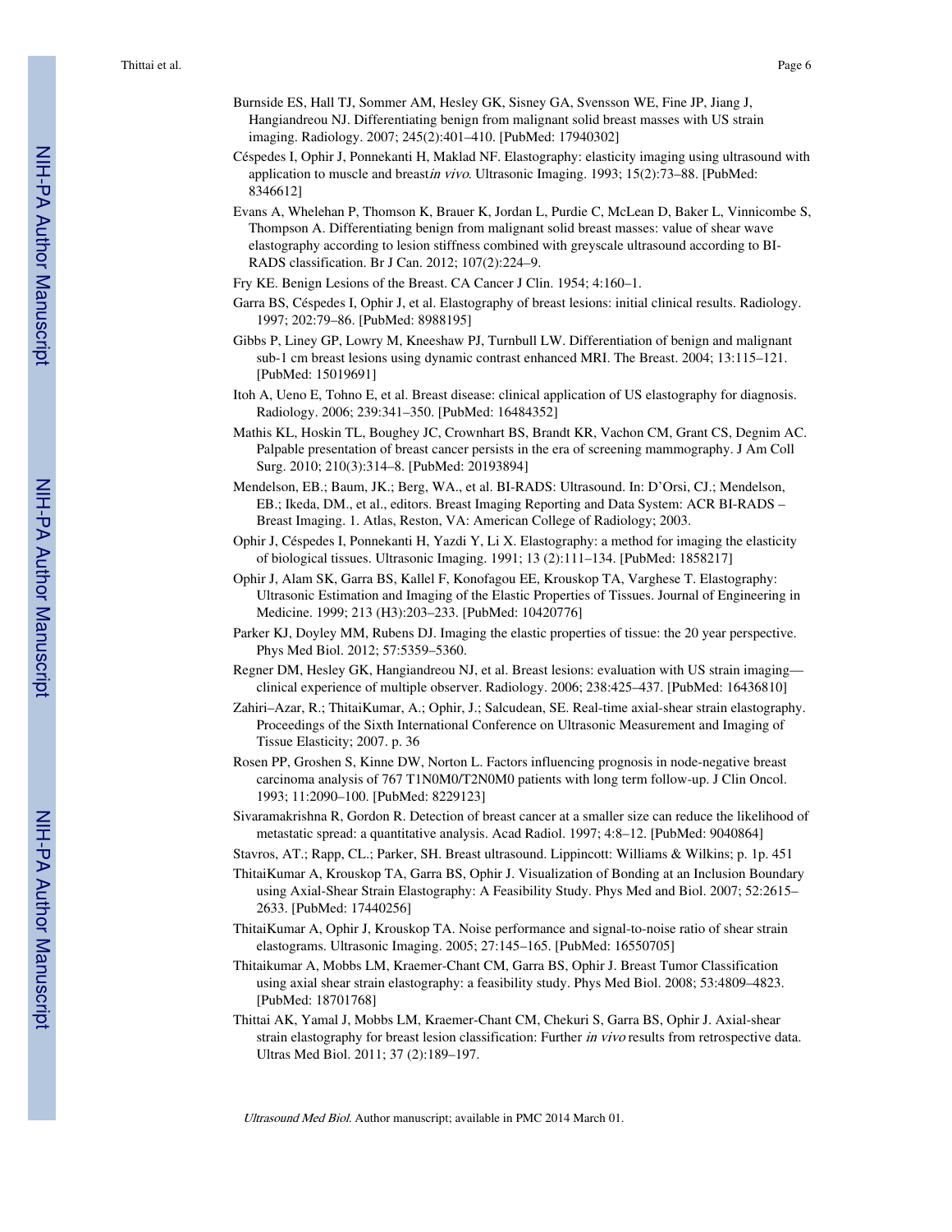Burnside ES, Hall TJ, Sommer AM, Hesley GK, Sisney GA, Svensson WE, Fine JP, Jiang J, Hangiandreou NJ. Differentiating benign from malignant solid breast masses with US strain imaging. Radiology. 2007; 245(2):401–410. [PubMed: 17940302]

Céspedes I, Ophir J, Ponnekanti H, Maklad NF. Elastography: elasticity imaging using ultrasound with application to muscle and breast*in vivo*. Ultrasonic Imaging. 1993; 15(2):73–88. [PubMed: 8346612]

Evans A, Whelehan P, Thomson K, Brauer K, Jordan L, Purdie C, McLean D, Baker L, Vinnicombe S, Thompson A. Differentiating benign from malignant solid breast masses: value of shear wave elastography according to lesion stiffness combined with greyscale ultrasound according to BI-RADS classification. Br J Can. 2012; 107(2):224–9.

Fry KE. Benign Lesions of the Breast. CA Cancer J Clin. 1954; 4:160–1.

Garra BS, Céspedes I, Ophir J, et al. Elastography of breast lesions: initial clinical results. Radiology. 1997; 202:79–86. [PubMed: 8988195]

Gibbs P, Liney GP, Lowry M, Kneeshaw PJ, Turnbull LW. Differentiation of benign and malignant sub-1 cm breast lesions using dynamic contrast enhanced MRI. The Breast. 2004; 13:115–121. [PubMed: 15019691]

Itoh A, Ueno E, Tohno E, et al. Breast disease: clinical application of US elastography for diagnosis. Radiology. 2006; 239:341–350. [PubMed: 16484352]

Mathis KL, Hoskin TL, Boughey JC, Crownhart BS, Brandt KR, Vachon CM, Grant CS, Degnim AC. Palpable presentation of breast cancer persists in the era of screening mammography. J Am Coll Surg. 2010; 210(3):314–8. [PubMed: 20193894]

Mendelson, EB.; Baum, JK.; Berg, WA., et al. BI-RADS: Ultrasound. In: D'Orsi, CJ.; Mendelson, EB.; Ikeda, DM., et al., editors. Breast Imaging Reporting and Data System: ACR BI-RADS – Breast Imaging. 1. Atlas, Reston, VA: American College of Radiology; 2003.

Ophir J, Céspedes I, Ponnekanti H, Yazdi Y, Li X. Elastography: a method for imaging the elasticity of biological tissues. Ultrasonic Imaging. 1991; 13 (2):111–134. [PubMed: 1858217]

Ophir J, Alam SK, Garra BS, Kallel F, Konofagou EE, Krouskop TA, Varghese T. Elastography: Ultrasonic Estimation and Imaging of the Elastic Properties of Tissues. Journal of Engineering in Medicine. 1999; 213 (H3):203–233. [PubMed: 10420776]

Parker KJ, Doyley MM, Rubens DJ. Imaging the elastic properties of tissue: the 20 year perspective. Phys Med Biol. 2012; 57:5359–5360.

Regner DM, Hesley GK, Hangiandreou NJ, et al. Breast lesions: evaluation with US strain imaging—clinical experience of multiple observer. Radiology. 2006; 238:425–437. [PubMed: 16436810]

Zahiri–Azar, R.; ThitaiKumar, A.; Ophir, J.; Salcudean, SE. Real-time axial-shear strain elastography. Proceedings of the Sixth International Conference on Ultrasonic Measurement and Imaging of Tissue Elasticity; 2007. p. 36

Rosen PP, Groshen S, Kinne DW, Norton L. Factors influencing prognosis in node-negative breast carcinoma analysis of 767 T1N0M0/T2N0M0 patients with long term follow-up. J Clin Oncol. 1993; 11:2090–100. [PubMed: 8229123]

Sivaramakrishna R, Gordon R. Detection of breast cancer at a smaller size can reduce the likelihood of metastatic spread: a quantitative analysis. Acad Radiol. 1997; 4:8–12. [PubMed: 9040864]

Stavros, AT.; Rapp, CL.; Parker, SH. Breast ultrasound. Lippincott: Williams & Wilkins; p. 1p. 451

ThitaiKumar A, Krouskop TA, Garra BS, Ophir J. Visualization of Bonding at an Inclusion Boundary using Axial-Shear Strain Elastography: A Feasibility Study. Phys Med and Biol. 2007; 52:2615–2633. [PubMed: 17440256]

ThitaiKumar A, Ophir J, Krouskop TA. Noise performance and signal-to-noise ratio of shear strain elastograms. Ultrasonic Imaging. 2005; 27:145–165. [PubMed: 16550705]

Thitaikumar A, Mobbs LM, Kraemer-Chant CM, Garra BS, Ophir J. Breast Tumor Classification using axial shear strain elastography: a feasibility study. Phys Med Biol. 2008; 53:4809–4823. [PubMed: 18701768]

Thittai AK, Yamal J, Mobbs LM, Kraemer-Chant CM, Chekuri S, Garra BS, Ophir J. Axial-shear strain elastography for breast lesion classification: Further *in vivo* results from retrospective data. Ultras Med Biol. 2011; 37 (2):189–197.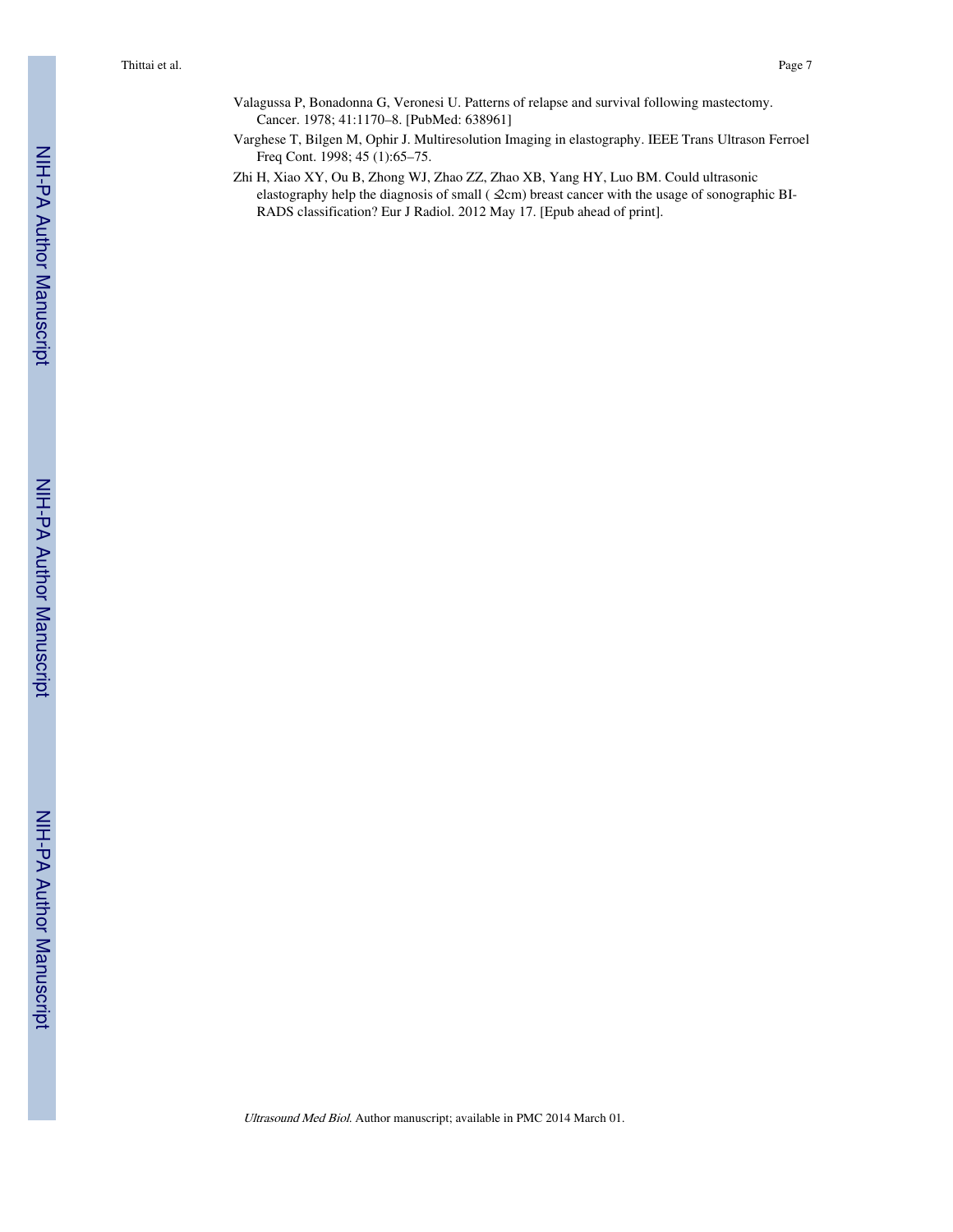Valagussa P, Bonadonna G, Veronesi U. Patterns of relapse and survival following mastectomy. Cancer. 1978; 41:1170–8. [PubMed: 638961]

Varghese T, Bilgen M, Ophir J. Multiresolution Imaging in elastography. IEEE Trans Ultrason Ferroel Freq Cont. 1998; 45 (1):65–75.

Zhi H, Xiao XY, Ou B, Zhong WJ, Zhao ZZ, Zhao XB, Yang HY, Luo BM. Could ultrasonic elastography help the diagnosis of small ( ≤2cm) breast cancer with the usage of sonographic BI-RADS classification? Eur J Radiol. 2012 May 17. [Epub ahead of print].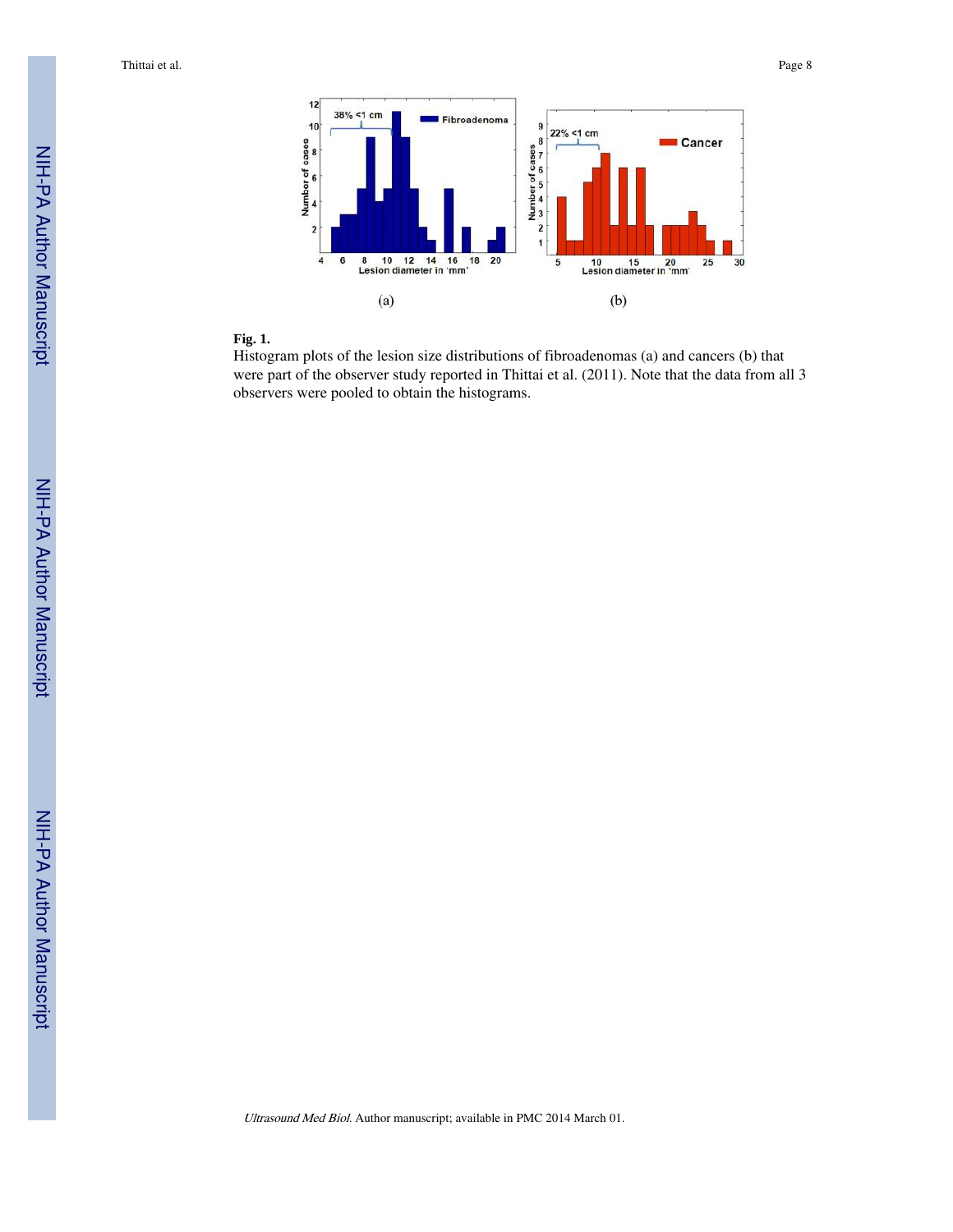(a)

(b)

**Fig. 1.**

Histogram plots of the lesion size distributions of fibroadenomas (a) and cancers (b) that were part of the observer study reported in Thittai et al. (2011). Note that the data from all 3 observers were pooled to obtain the histograms.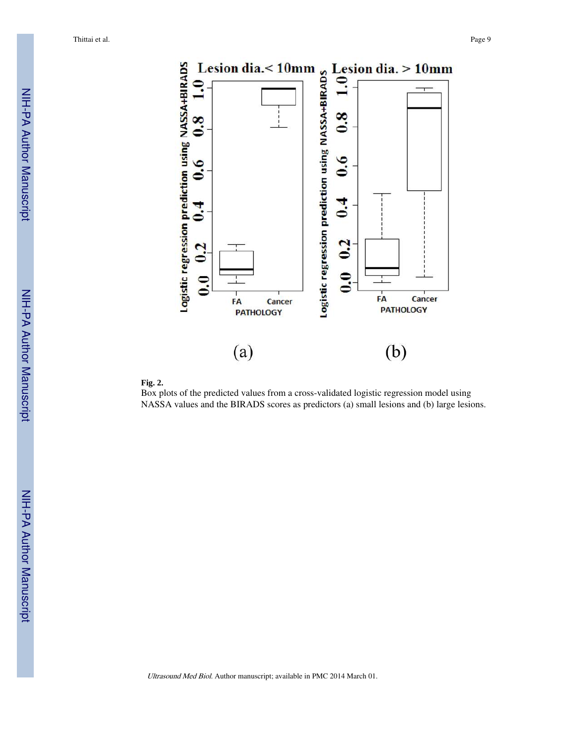**Fig. 2.**

Box plots of the predicted values from a cross-validated logistic regression model using NASSA values and the BIRADS scores as predictors (a) small lesions and (b) large lesions.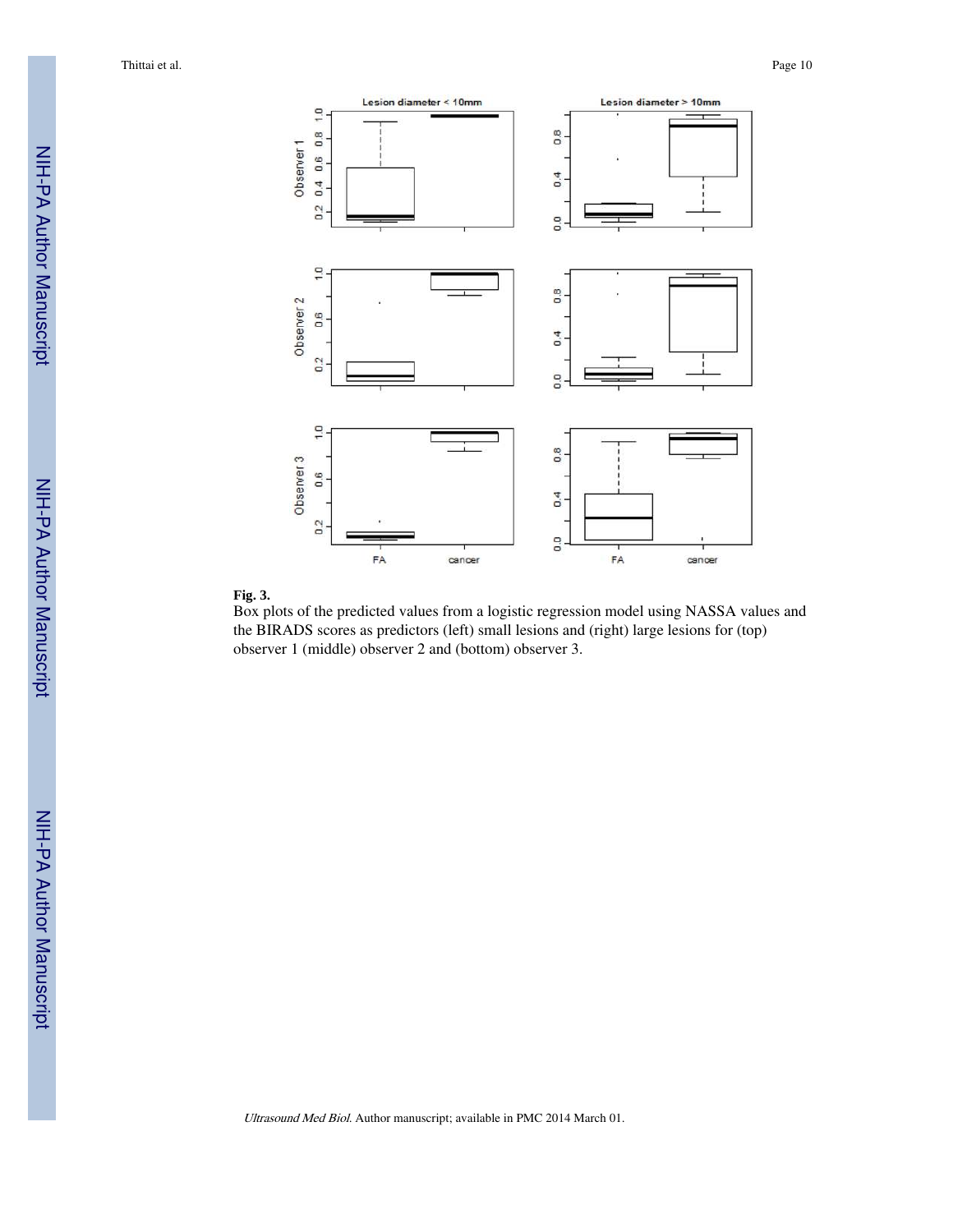**Fig. 3.**

Box plots of the predicted values from a logistic regression model using NASSA values and the BIRADS scores as predictors (left) small lesions and (right) large lesions for (top) observer 1 (middle) observer 2 and (bottom) observer 3.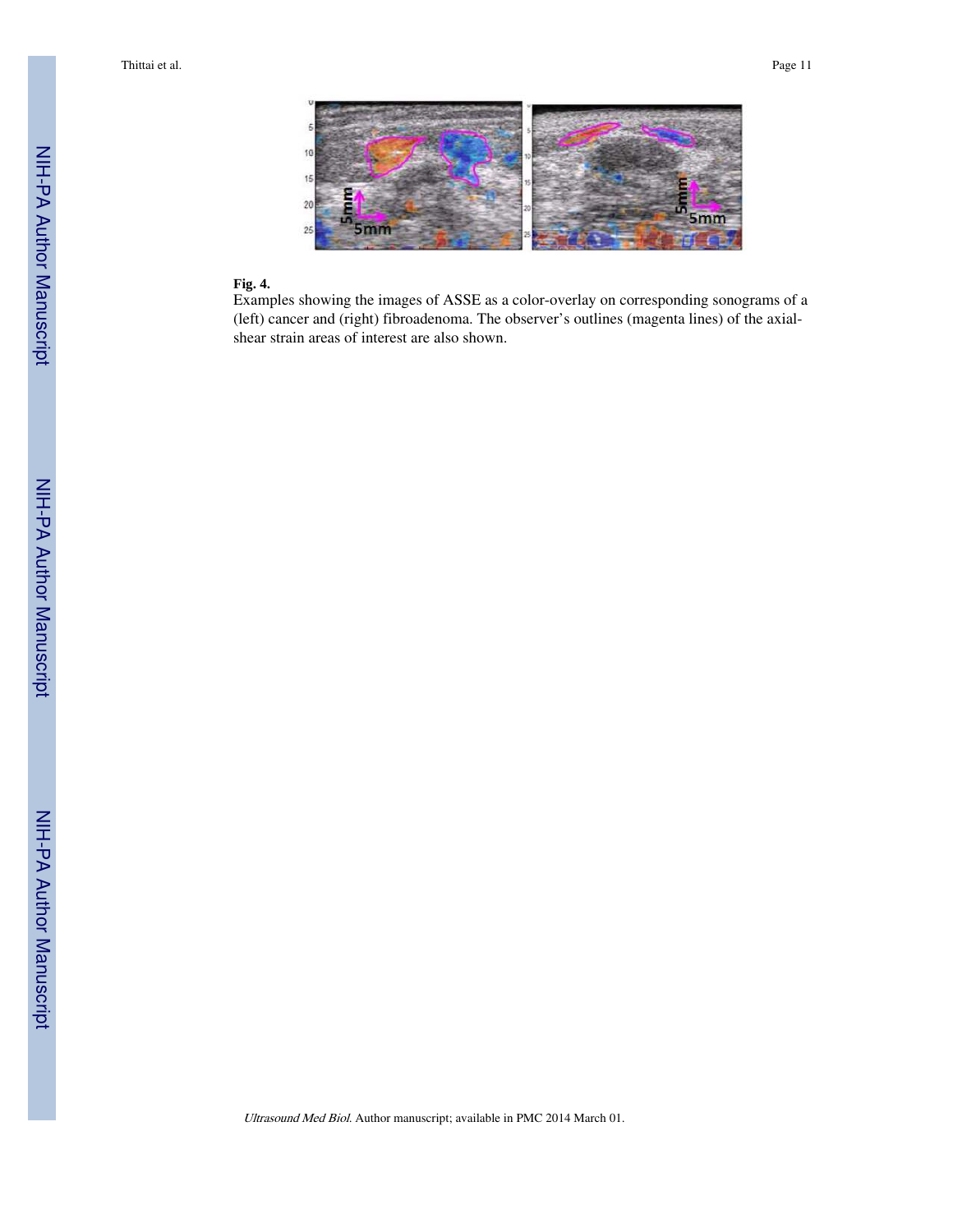**Fig. 4.**

Examples showing the images of ASSE as a color-overlay on corresponding sonograms of a (left) cancer and (right) fibroadenoma. The observer's outlines (magenta lines) of the axial-shear strain areas of interest are also shown.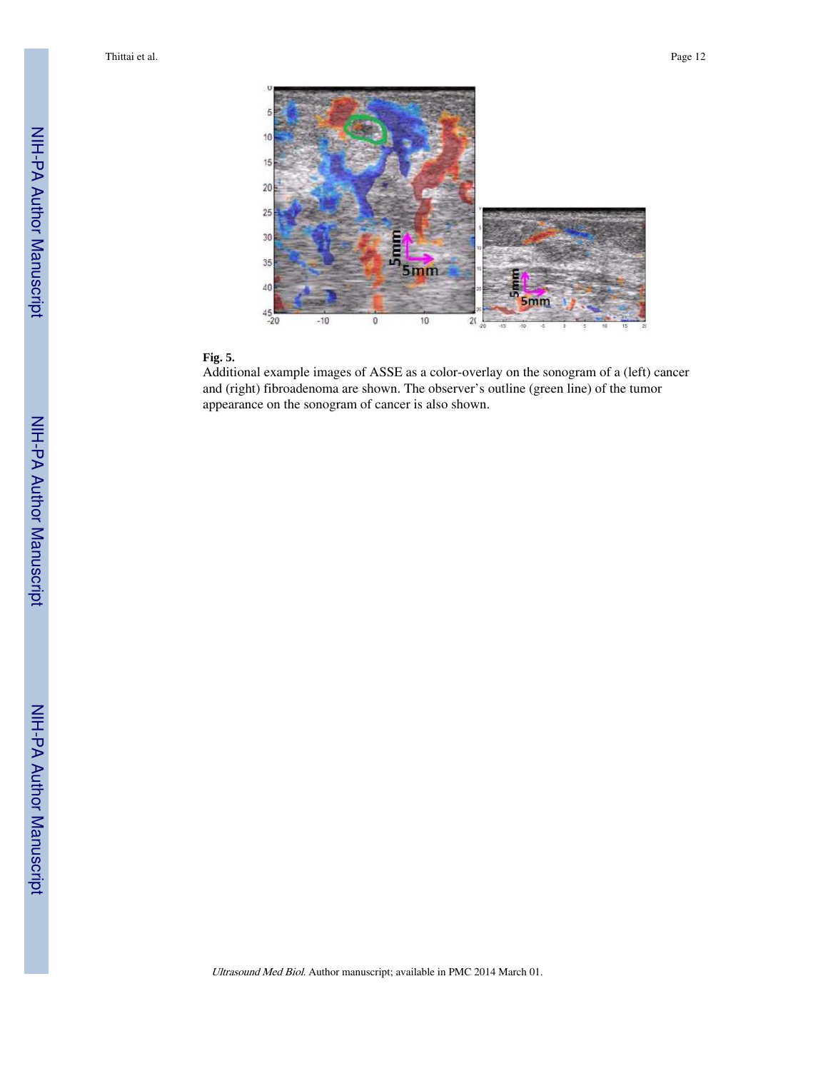**Fig. 5.**

Additional example images of ASSE as a color-overlay on the sonogram of a (left) cancer and (right) fibroadenoma are shown. The observer's outline (green line) of the tumor appearance on the sonogram of cancer is also shown.